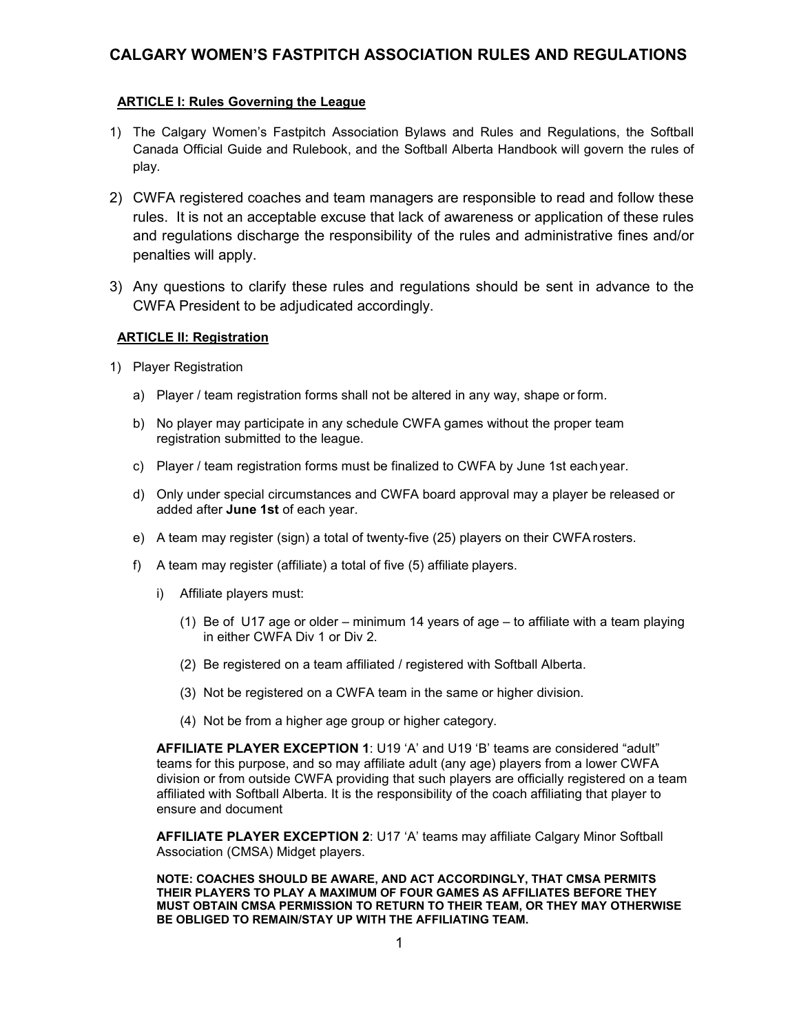# CALGARY WOMEN'S FASTPITCH ASSOCIATION RULES AND REGULATIONS

## ARTICLE I: Rules Governing the League

1) The Calgary Women's Fastpitch Association Bylaws and Rules and Regulations, the Softball Canada Official Guide and Rulebook, and the Softball Alberta Handbook will govern the rules of play.

2) CWFA registered coaches and team managers are responsible to read and follow these rules. It is not an acceptable excuse that lack of awareness or application of these rules and regulations discharge the responsibility of the rules and administrative fines and/or penalties will apply.

3) Any questions to clarify these rules and regulations should be sent in advance to the CWFA President to be adjudicated accordingly.

## ARTICLE II: Registration

1) Player Registration

   a) Player / team registration forms shall not be altered in any way, shape or form.

   b) No player may participate in any schedule CWFA games without the proper team registration submitted to the league.

   c) Player / team registration forms must be finalized to CWFA by June 1st each year.

   d) Only under special circumstances and CWFA board approval may a player be released or added after **June 1st** of each year.

   e) A team may register (sign) a total of twenty-five (25) players on their CWFA rosters.

   f) A team may register (affiliate) a total of five (5) affiliate players.

      i) Affiliate players must:

         (1) Be of U17 age or older – minimum 14 years of age – to affiliate with a team playing in either CWFA Div 1 or Div 2.

         (2) Be registered on a team affiliated / registered with Softball Alberta.

         (3) Not be registered on a CWFA team in the same or higher division.

         (4) Not be from a higher age group or higher category.

**AFFILIATE PLAYER EXCEPTION 1**: U19 'A' and U19 'B' teams are considered "adult" teams for this purpose, and so may affiliate adult (any age) players from a lower CWFA division or from outside CWFA providing that such players are officially registered on a team affiliated with Softball Alberta. It is the responsibility of the coach affiliating that player to ensure and document

**AFFILIATE PLAYER EXCEPTION 2**: U17 'A' teams may affiliate Calgary Minor Softball Association (CMSA) Midget players.

**NOTE: COACHES SHOULD BE AWARE, AND ACT ACCORDINGLY, THAT CMSA PERMITS THEIR PLAYERS TO PLAY A MAXIMUM OF FOUR GAMES AS AFFILIATES BEFORE THEY MUST OBTAIN CMSA PERMISSION TO RETURN TO THEIR TEAM, OR THEY MAY OTHERWISE BE OBLIGED TO REMAIN/STAY UP WITH THE AFFILIATING TEAM.**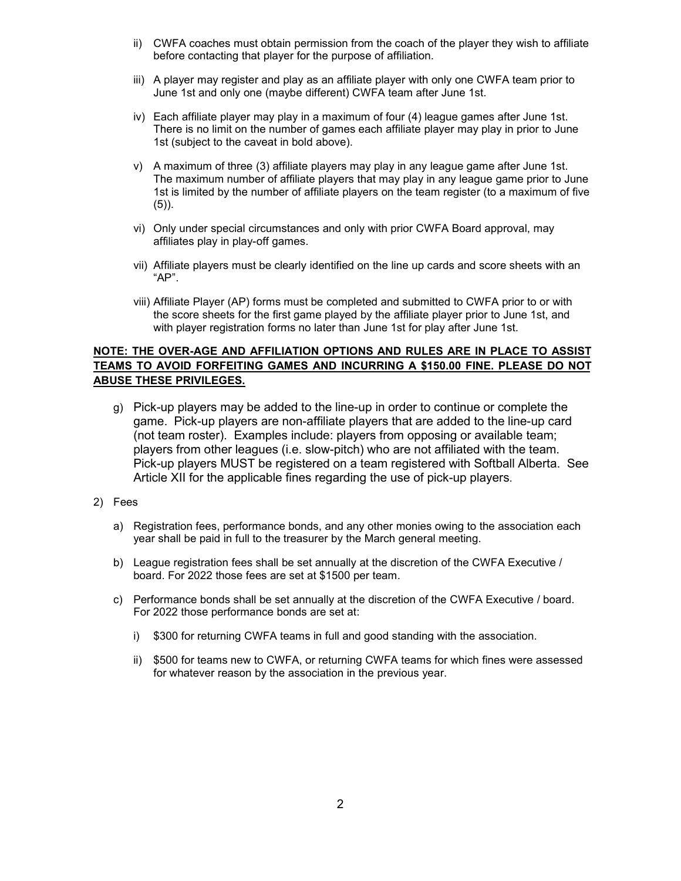ii) CWFA coaches must obtain permission from the coach of the player they wish to affiliate before contacting that player for the purpose of affiliation.

iii) A player may register and play as an affiliate player with only one CWFA team prior to June 1st and only one (maybe different) CWFA team after June 1st.

iv) Each affiliate player may play in a maximum of four (4) league games after June 1st. There is no limit on the number of games each affiliate player may play in prior to June 1st (subject to the caveat in bold above).

v) A maximum of three (3) affiliate players may play in any league game after June 1st. The maximum number of affiliate players that may play in any league game prior to June 1st is limited by the number of affiliate players on the team register (to a maximum of five (5)).

vi) Only under special circumstances and only with prior CWFA Board approval, may affiliates play in play-off games.

vii) Affiliate players must be clearly identified on the line up cards and score sheets with an "AP".

viii) Affiliate Player (AP) forms must be completed and submitted to CWFA prior to or with the score sheets for the first game played by the affiliate player prior to June 1st, and with player registration forms no later than June 1st for play after June 1st.

**NOTE: THE OVER-AGE AND AFFILIATION OPTIONS AND RULES ARE IN PLACE TO ASSIST TEAMS TO AVOID FORFEITING GAMES AND INCURRING A $150.00 FINE. PLEASE DO NOT ABUSE THESE PRIVILEGES.**

g) Pick-up players may be added to the line-up in order to continue or complete the game. Pick-up players are non-affiliate players that are added to the line-up card (not team roster). Examples include: players from opposing or available team; players from other leagues (i.e. slow-pitch) who are not affiliated with the team. Pick-up players MUST be registered on a team registered with Softball Alberta. See Article XII for the applicable fines regarding the use of pick-up players.

2) Fees

a) Registration fees, performance bonds, and any other monies owing to the association each year shall be paid in full to the treasurer by the March general meeting.

b) League registration fees shall be set annually at the discretion of the CWFA Executive / board. For 2022 those fees are set at $1500 per team.

c) Performance bonds shall be set annually at the discretion of the CWFA Executive / board. For 2022 those performance bonds are set at:

i) $300 for returning CWFA teams in full and good standing with the association.

ii) $500 for teams new to CWFA, or returning CWFA teams for which fines were assessed for whatever reason by the association in the previous year.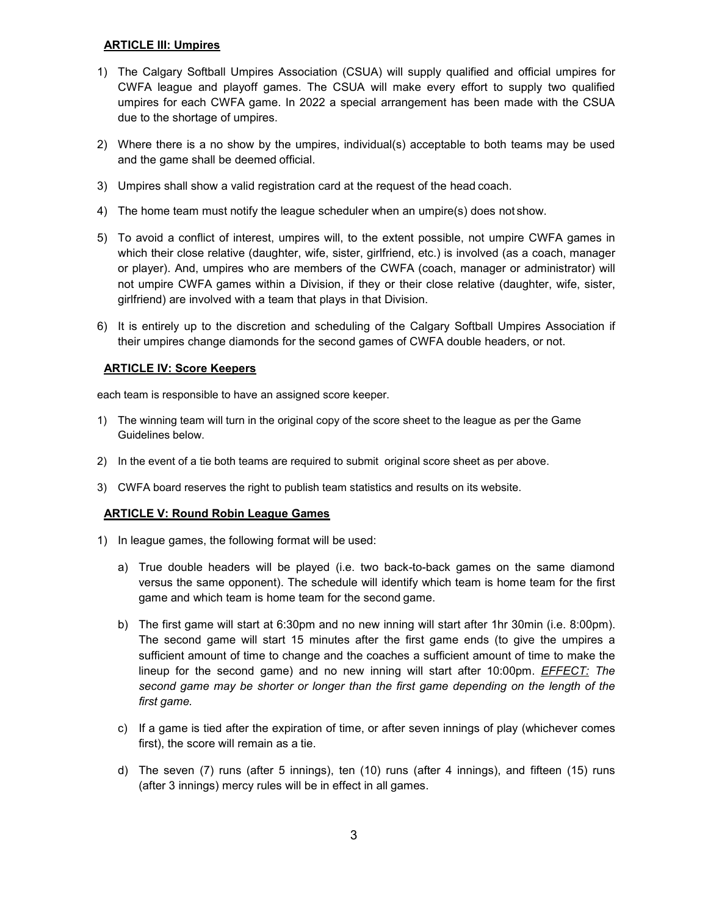## ARTICLE III: Umpires

1) The Calgary Softball Umpires Association (CSUA) will supply qualified and official umpires for CWFA league and playoff games. The CSUA will make every effort to supply two qualified umpires for each CWFA game. In 2022 a special arrangement has been made with the CSUA due to the shortage of umpires.

2) Where there is a no show by the umpires, individual(s) acceptable to both teams may be used and the game shall be deemed official.

3) Umpires shall show a valid registration card at the request of the head coach.

4) The home team must notify the league scheduler when an umpire(s) does not show.

5) To avoid a conflict of interest, umpires will, to the extent possible, not umpire CWFA games in which their close relative (daughter, wife, sister, girlfriend, etc.) is involved (as a coach, manager or player). And, umpires who are members of the CWFA (coach, manager or administrator) will not umpire CWFA games within a Division, if they or their close relative (daughter, wife, sister, girlfriend) are involved with a team that plays in that Division.

6) It is entirely up to the discretion and scheduling of the Calgary Softball Umpires Association if their umpires change diamonds for the second games of CWFA double headers, or not.

## ARTICLE IV: Score Keepers

each team is responsible to have an assigned score keeper.

1) The winning team will turn in the original copy of the score sheet to the league as per the Game Guidelines below.

2) In the event of a tie both teams are required to submit original score sheet as per above.

3) CWFA board reserves the right to publish team statistics and results on its website.

## ARTICLE V: Round Robin League Games

1) In league games, the following format will be used:

   a) True double headers will be played (i.e. two back-to-back games on the same diamond versus the same opponent). The schedule will identify which team is home team for the first game and which team is home team for the second game.

   b) The first game will start at 6:30pm and no new inning will start after 1hr 30min (i.e. 8:00pm). The second game will start 15 minutes after the first game ends (to give the umpires a sufficient amount of time to change and the coaches a sufficient amount of time to make the lineup for the second game) and no new inning will start after 10:00pm. ***EFFECT:*** *The second game may be shorter or longer than the first game depending on the length of the first game.*

   c) If a game is tied after the expiration of time, or after seven innings of play (whichever comes first), the score will remain as a tie.

   d) The seven (7) runs (after 5 innings), ten (10) runs (after 4 innings), and fifteen (15) runs (after 3 innings) mercy rules will be in effect in all games.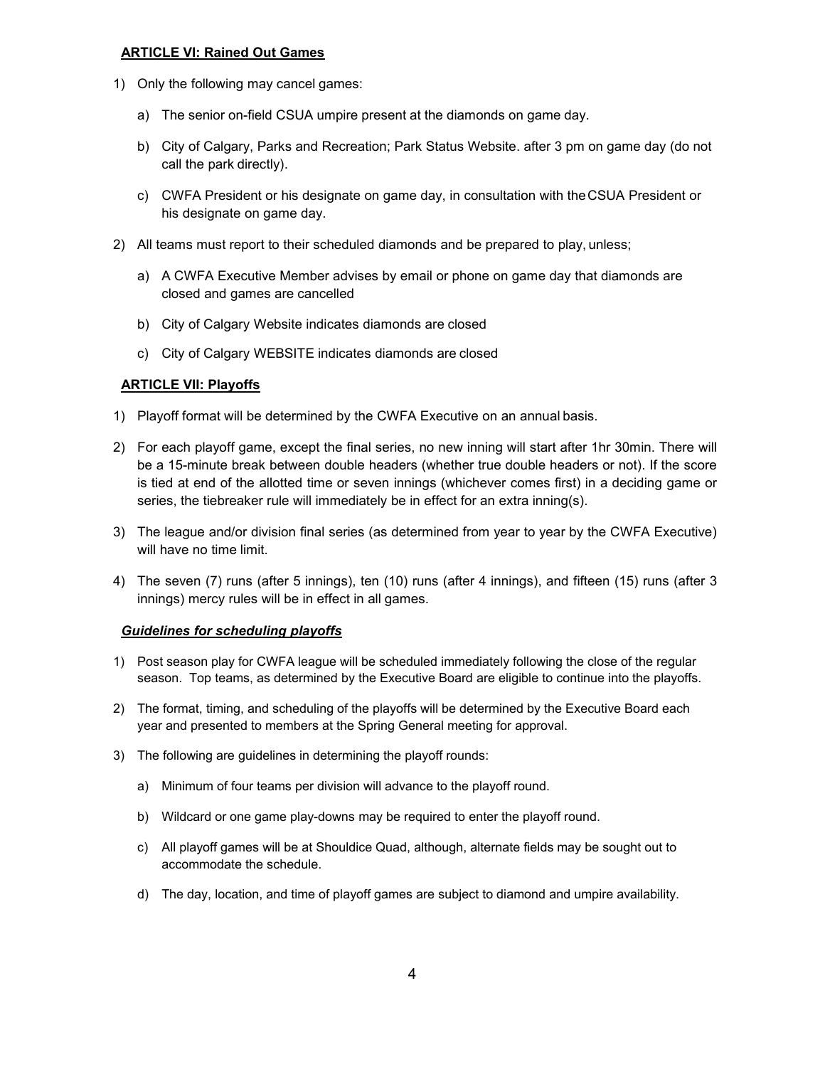## ARTICLE VI: Rained Out Games

1) Only the following may cancel games:

   a) The senior on-field CSUA umpire present at the diamonds on game day.

   b) City of Calgary, Parks and Recreation; Park Status Website. after 3 pm on game day (do not call the park directly).

   c) CWFA President or his designate on game day, in consultation with the CSUA President or his designate on game day.

2) All teams must report to their scheduled diamonds and be prepared to play, unless;

   a) A CWFA Executive Member advises by email or phone on game day that diamonds are closed and games are cancelled

   b) City of Calgary Website indicates diamonds are closed

   c) City of Calgary WEBSITE indicates diamonds are closed

## ARTICLE VII: Playoffs

1) Playoff format will be determined by the CWFA Executive on an annual basis.

2) For each playoff game, except the final series, no new inning will start after 1hr 30min. There will be a 15-minute break between double headers (whether true double headers or not). If the score is tied at end of the allotted time or seven innings (whichever comes first) in a deciding game or series, the tiebreaker rule will immediately be in effect for an extra inning(s).

3) The league and/or division final series (as determined from year to year by the CWFA Executive) will have no time limit.

4) The seven (7) runs (after 5 innings), ten (10) runs (after 4 innings), and fifteen (15) runs (after 3 innings) mercy rules will be in effect in all games.

### *Guidelines for scheduling playoffs*

1) Post season play for CWFA league will be scheduled immediately following the close of the regular season. Top teams, as determined by the Executive Board are eligible to continue into the playoffs.

2) The format, timing, and scheduling of the playoffs will be determined by the Executive Board each year and presented to members at the Spring General meeting for approval.

3) The following are guidelines in determining the playoff rounds:

   a) Minimum of four teams per division will advance to the playoff round.

   b) Wildcard or one game play-downs may be required to enter the playoff round.

   c) All playoff games will be at Shouldice Quad, although, alternate fields may be sought out to accommodate the schedule.

   d) The day, location, and time of playoff games are subject to diamond and umpire availability.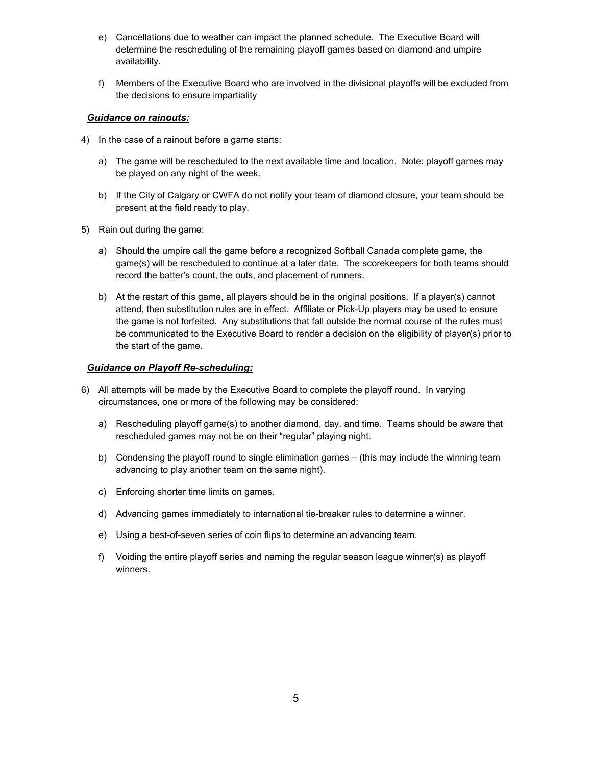e) Cancellations due to weather can impact the planned schedule. The Executive Board will determine the rescheduling of the remaining playoff games based on diamond and umpire availability.

f) Members of the Executive Board who are involved in the divisional playoffs will be excluded from the decisions to ensure impartiality

***Guidance on rainouts:***

4) In the case of a rainout before a game starts:

   a) The game will be rescheduled to the next available time and location. Note: playoff games may be played on any night of the week.

   b) If the City of Calgary or CWFA do not notify your team of diamond closure, your team should be present at the field ready to play.

5) Rain out during the game:

   a) Should the umpire call the game before a recognized Softball Canada complete game, the game(s) will be rescheduled to continue at a later date. The scorekeepers for both teams should record the batter's count, the outs, and placement of runners.

   b) At the restart of this game, all players should be in the original positions. If a player(s) cannot attend, then substitution rules are in effect. Affiliate or Pick-Up players may be used to ensure the game is not forfeited. Any substitutions that fall outside the normal course of the rules must be communicated to the Executive Board to render a decision on the eligibility of player(s) prior to the start of the game.

***Guidance on Playoff Re-scheduling:***

6) All attempts will be made by the Executive Board to complete the playoff round. In varying circumstances, one or more of the following may be considered:

   a) Rescheduling playoff game(s) to another diamond, day, and time. Teams should be aware that rescheduled games may not be on their "regular" playing night.

   b) Condensing the playoff round to single elimination games – (this may include the winning team advancing to play another team on the same night).

   c) Enforcing shorter time limits on games.

   d) Advancing games immediately to international tie-breaker rules to determine a winner.

   e) Using a best-of-seven series of coin flips to determine an advancing team.

   f) Voiding the entire playoff series and naming the regular season league winner(s) as playoff winners.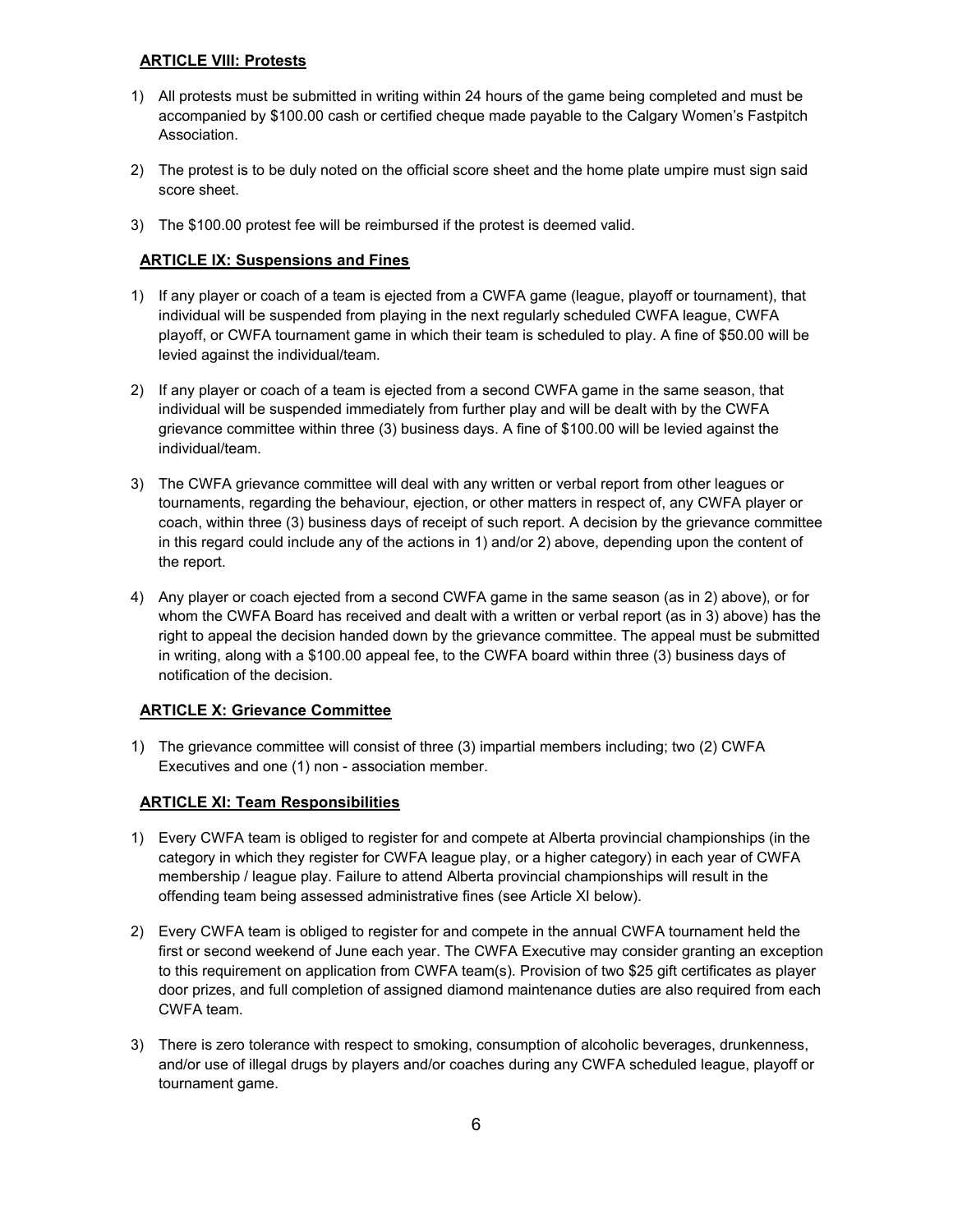## ARTICLE VIII: Protests

1) All protests must be submitted in writing within 24 hours of the game being completed and must be accompanied by $100.00 cash or certified cheque made payable to the Calgary Women's Fastpitch Association.

2) The protest is to be duly noted on the official score sheet and the home plate umpire must sign said score sheet.

3) The $100.00 protest fee will be reimbursed if the protest is deemed valid.

## ARTICLE IX: Suspensions and Fines

1) If any player or coach of a team is ejected from a CWFA game (league, playoff or tournament), that individual will be suspended from playing in the next regularly scheduled CWFA league, CWFA playoff, or CWFA tournament game in which their team is scheduled to play. A fine of $50.00 will be levied against the individual/team.

2) If any player or coach of a team is ejected from a second CWFA game in the same season, that individual will be suspended immediately from further play and will be dealt with by the CWFA grievance committee within three (3) business days. A fine of $100.00 will be levied against the individual/team.

3) The CWFA grievance committee will deal with any written or verbal report from other leagues or tournaments, regarding the behaviour, ejection, or other matters in respect of, any CWFA player or coach, within three (3) business days of receipt of such report. A decision by the grievance committee in this regard could include any of the actions in 1) and/or 2) above, depending upon the content of the report.

4) Any player or coach ejected from a second CWFA game in the same season (as in 2) above), or for whom the CWFA Board has received and dealt with a written or verbal report (as in 3) above) has the right to appeal the decision handed down by the grievance committee. The appeal must be submitted in writing, along with a $100.00 appeal fee, to the CWFA board within three (3) business days of notification of the decision.

## ARTICLE X: Grievance Committee

1) The grievance committee will consist of three (3) impartial members including; two (2) CWFA Executives and one (1) non - association member.

## ARTICLE XI: Team Responsibilities

1) Every CWFA team is obliged to register for and compete at Alberta provincial championships (in the category in which they register for CWFA league play, or a higher category) in each year of CWFA membership / league play. Failure to attend Alberta provincial championships will result in the offending team being assessed administrative fines (see Article XI below).

2) Every CWFA team is obliged to register for and compete in the annual CWFA tournament held the first or second weekend of June each year. The CWFA Executive may consider granting an exception to this requirement on application from CWFA team(s). Provision of two $25 gift certificates as player door prizes, and full completion of assigned diamond maintenance duties are also required from each CWFA team.

3) There is zero tolerance with respect to smoking, consumption of alcoholic beverages, drunkenness, and/or use of illegal drugs by players and/or coaches during any CWFA scheduled league, playoff or tournament game.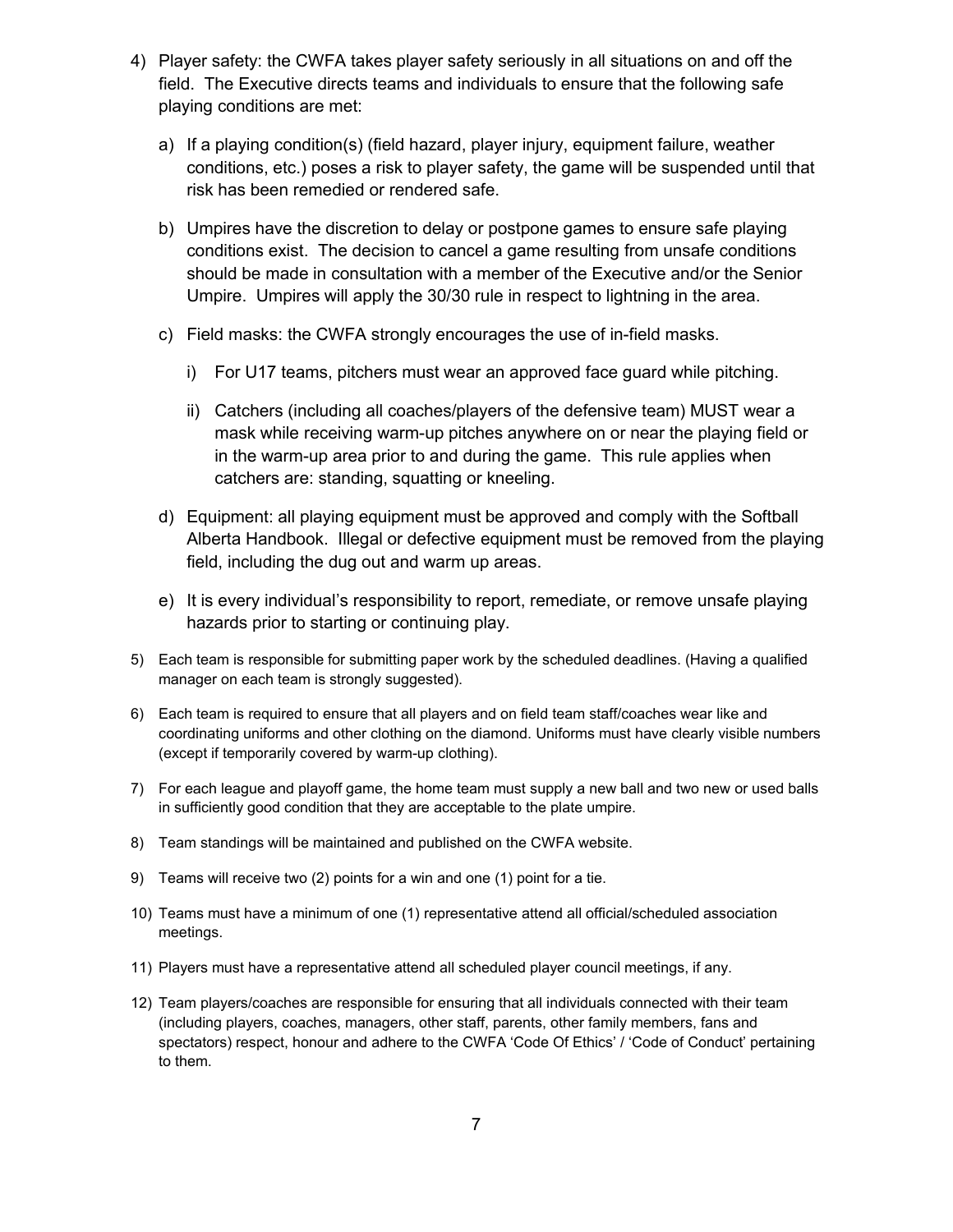4) Player safety: the CWFA takes player safety seriously in all situations on and off the field. The Executive directs teams and individuals to ensure that the following safe playing conditions are met:

   a) If a playing condition(s) (field hazard, player injury, equipment failure, weather conditions, etc.) poses a risk to player safety, the game will be suspended until that risk has been remedied or rendered safe.

   b) Umpires have the discretion to delay or postpone games to ensure safe playing conditions exist. The decision to cancel a game resulting from unsafe conditions should be made in consultation with a member of the Executive and/or the Senior Umpire. Umpires will apply the 30/30 rule in respect to lightning in the area.

   c) Field masks: the CWFA strongly encourages the use of in-field masks.

      i) For U17 teams, pitchers must wear an approved face guard while pitching.

      ii) Catchers (including all coaches/players of the defensive team) MUST wear a mask while receiving warm-up pitches anywhere on or near the playing field or in the warm-up area prior to and during the game. This rule applies when catchers are: standing, squatting or kneeling.

   d) Equipment: all playing equipment must be approved and comply with the Softball Alberta Handbook. Illegal or defective equipment must be removed from the playing field, including the dug out and warm up areas.

   e) It is every individual's responsibility to report, remediate, or remove unsafe playing hazards prior to starting or continuing play.

5) Each team is responsible for submitting paper work by the scheduled deadlines. (Having a qualified manager on each team is strongly suggested).

6) Each team is required to ensure that all players and on field team staff/coaches wear like and coordinating uniforms and other clothing on the diamond. Uniforms must have clearly visible numbers (except if temporarily covered by warm-up clothing).

7) For each league and playoff game, the home team must supply a new ball and two new or used balls in sufficiently good condition that they are acceptable to the plate umpire.

8) Team standings will be maintained and published on the CWFA website.

9) Teams will receive two (2) points for a win and one (1) point for a tie.

10) Teams must have a minimum of one (1) representative attend all official/scheduled association meetings.

11) Players must have a representative attend all scheduled player council meetings, if any.

12) Team players/coaches are responsible for ensuring that all individuals connected with their team (including players, coaches, managers, other staff, parents, other family members, fans and spectators) respect, honour and adhere to the CWFA 'Code Of Ethics' / 'Code of Conduct' pertaining to them.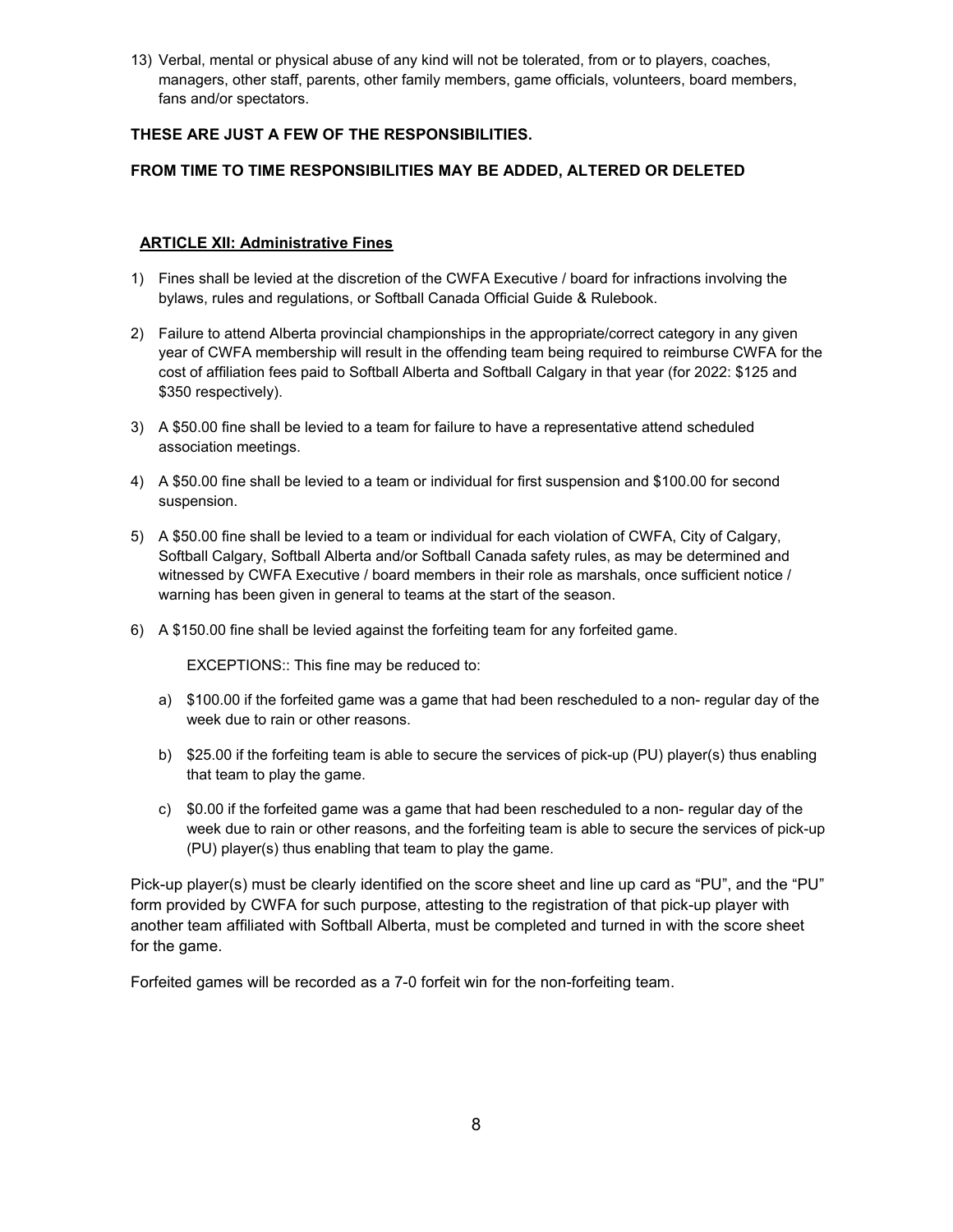13) Verbal, mental or physical abuse of any kind will not be tolerated, from or to players, coaches, managers, other staff, parents, other family members, game officials, volunteers, board members, fans and/or spectators.

**THESE ARE JUST A FEW OF THE RESPONSIBILITIES.**

**FROM TIME TO TIME RESPONSIBILITIES MAY BE ADDED, ALTERED OR DELETED**

## ARTICLE XII: Administrative Fines

1) Fines shall be levied at the discretion of the CWFA Executive / board for infractions involving the bylaws, rules and regulations, or Softball Canada Official Guide & Rulebook.

2) Failure to attend Alberta provincial championships in the appropriate/correct category in any given year of CWFA membership will result in the offending team being required to reimburse CWFA for the cost of affiliation fees paid to Softball Alberta and Softball Calgary in that year (for 2022: $125 and $350 respectively).

3) A $50.00 fine shall be levied to a team for failure to have a representative attend scheduled association meetings.

4) A $50.00 fine shall be levied to a team or individual for first suspension and $100.00 for second suspension.

5) A $50.00 fine shall be levied to a team or individual for each violation of CWFA, City of Calgary, Softball Calgary, Softball Alberta and/or Softball Canada safety rules, as may be determined and witnessed by CWFA Executive / board members in their role as marshals, once sufficient notice / warning has been given in general to teams at the start of the season.

6) A $150.00 fine shall be levied against the forfeiting team for any forfeited game.

   EXCEPTIONS:: This fine may be reduced to:

   a) $100.00 if the forfeited game was a game that had been rescheduled to a non- regular day of the week due to rain or other reasons.

   b) $25.00 if the forfeiting team is able to secure the services of pick-up (PU) player(s) thus enabling that team to play the game.

   c) $0.00 if the forfeited game was a game that had been rescheduled to a non- regular day of the week due to rain or other reasons, and the forfeiting team is able to secure the services of pick-up (PU) player(s) thus enabling that team to play the game.

Pick-up player(s) must be clearly identified on the score sheet and line up card as "PU", and the "PU" form provided by CWFA for such purpose, attesting to the registration of that pick-up player with another team affiliated with Softball Alberta, must be completed and turned in with the score sheet for the game.

Forfeited games will be recorded as a 7-0 forfeit win for the non-forfeiting team.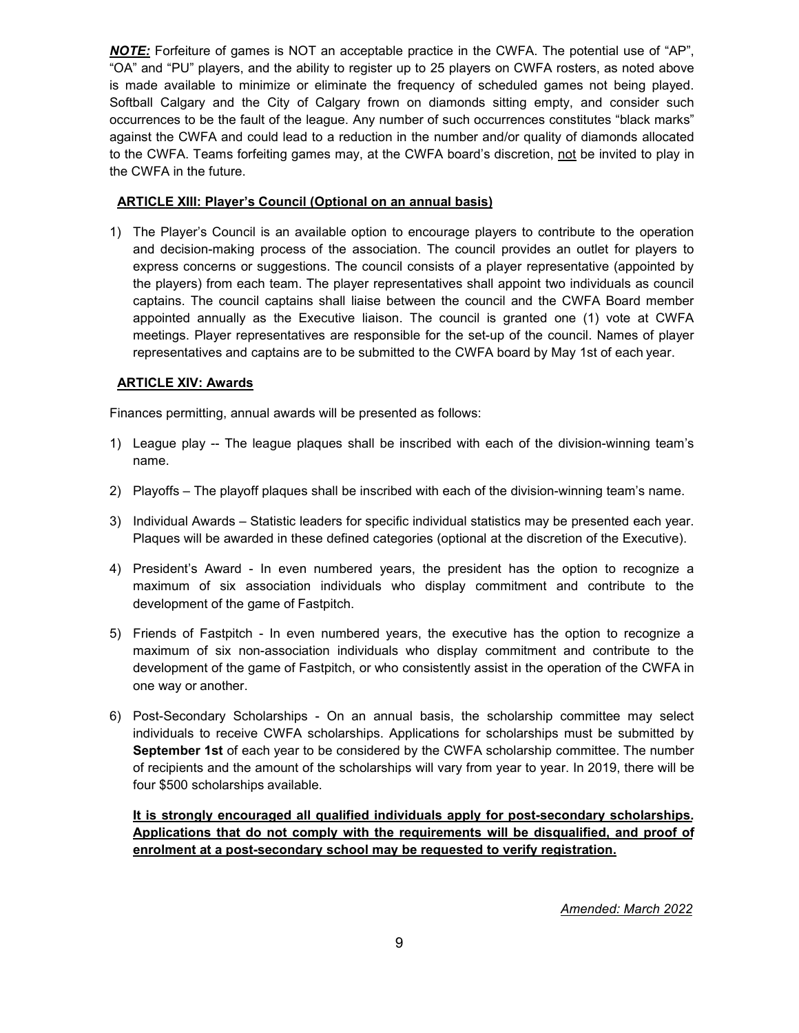***NOTE:*** Forfeiture of games is NOT an acceptable practice in the CWFA. The potential use of "AP", "OA" and "PU" players, and the ability to register up to 25 players on CWFA rosters, as noted above is made available to minimize or eliminate the frequency of scheduled games not being played. Softball Calgary and the City of Calgary frown on diamonds sitting empty, and consider such occurrences to be the fault of the league. Any number of such occurrences constitutes "black marks" against the CWFA and could lead to a reduction in the number and/or quality of diamonds allocated to the CWFA. Teams forfeiting games may, at the CWFA board's discretion, not be invited to play in the CWFA in the future.

## ARTICLE XIII: Player's Council (Optional on an annual basis)

1) The Player's Council is an available option to encourage players to contribute to the operation and decision-making process of the association. The council provides an outlet for players to express concerns or suggestions. The council consists of a player representative (appointed by the players) from each team. The player representatives shall appoint two individuals as council captains. The council captains shall liaise between the council and the CWFA Board member appointed annually as the Executive liaison. The council is granted one (1) vote at CWFA meetings. Player representatives are responsible for the set-up of the council. Names of player representatives and captains are to be submitted to the CWFA board by May 1st of each year.

## ARTICLE XIV: Awards

Finances permitting, annual awards will be presented as follows:

1) League play -- The league plaques shall be inscribed with each of the division-winning team's name.
2) Playoffs – The playoff plaques shall be inscribed with each of the division-winning team's name.
3) Individual Awards – Statistic leaders for specific individual statistics may be presented each year. Plaques will be awarded in these defined categories (optional at the discretion of the Executive).
4) President's Award - In even numbered years, the president has the option to recognize a maximum of six association individuals who display commitment and contribute to the development of the game of Fastpitch.
5) Friends of Fastpitch - In even numbered years, the executive has the option to recognize a maximum of six non-association individuals who display commitment and contribute to the development of the game of Fastpitch, or who consistently assist in the operation of the CWFA in one way or another.
6) Post-Secondary Scholarships - On an annual basis, the scholarship committee may select individuals to receive CWFA scholarships. Applications for scholarships must be submitted by **September 1st** of each year to be considered by the CWFA scholarship committee. The number of recipients and the amount of the scholarships will vary from year to year. In 2019, there will be four $500 scholarships available.

   **It is strongly encouraged all qualified individuals apply for post-secondary scholarships. Applications that do not comply with the requirements will be disqualified, and proof of enrolment at a post-secondary school may be requested to verify registration.**

*Amended: March 2022*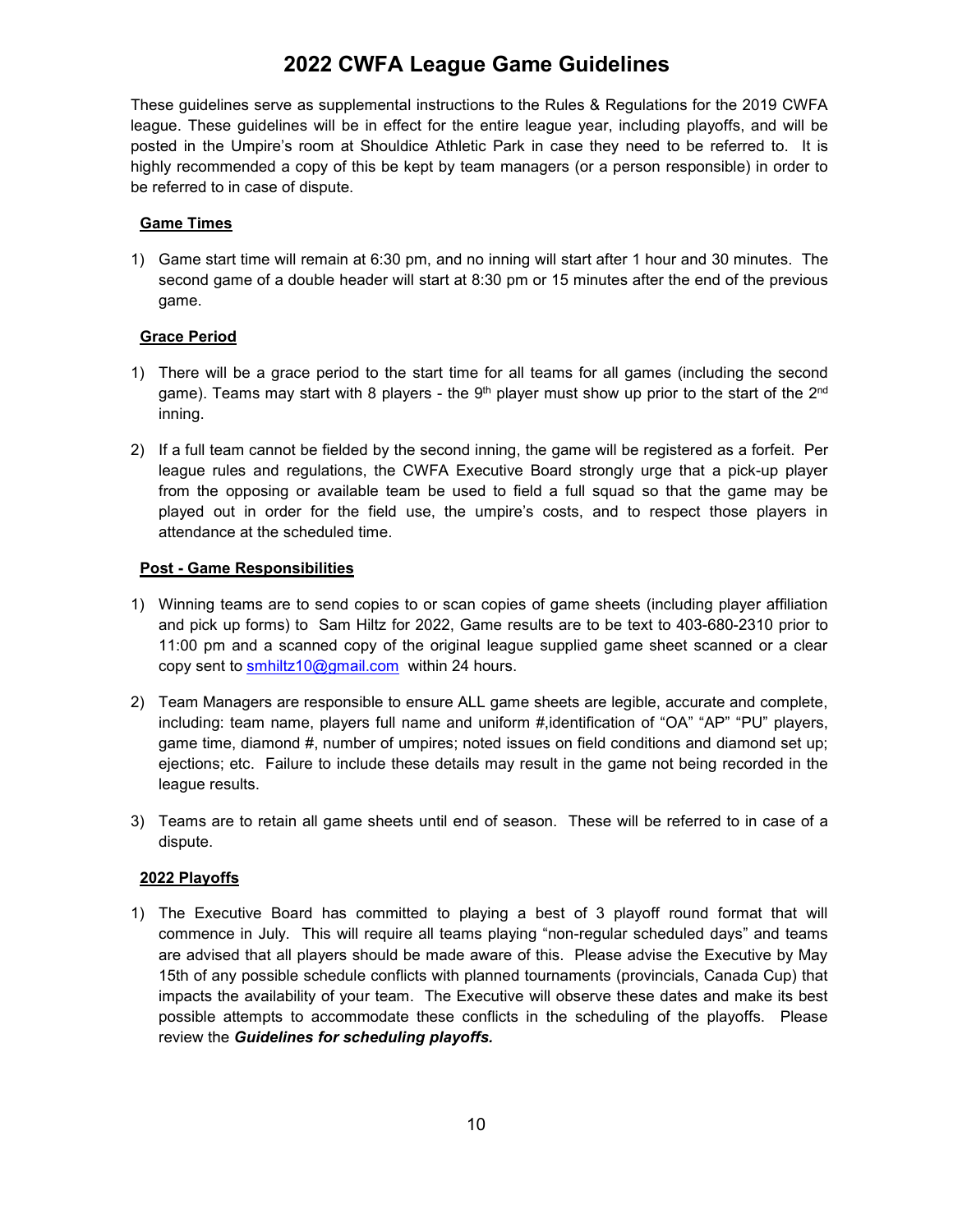# 2022 CWFA League Game Guidelines

These guidelines serve as supplemental instructions to the Rules & Regulations for the 2019 CWFA league. These guidelines will be in effect for the entire league year, including playoffs, and will be posted in the Umpire's room at Shouldice Athletic Park in case they need to be referred to. It is highly recommended a copy of this be kept by team managers (or a person responsible) in order to be referred to in case of dispute.

## Game Times

1) Game start time will remain at 6:30 pm, and no inning will start after 1 hour and 30 minutes. The second game of a double header will start at 8:30 pm or 15 minutes after the end of the previous game.

## Grace Period

1) There will be a grace period to the start time for all teams for all games (including the second game). Teams may start with 8 players - the 9th player must show up prior to the start of the 2nd inning.

2) If a full team cannot be fielded by the second inning, the game will be registered as a forfeit. Per league rules and regulations, the CWFA Executive Board strongly urge that a pick-up player from the opposing or available team be used to field a full squad so that the game may be played out in order for the field use, the umpire's costs, and to respect those players in attendance at the scheduled time.

## Post - Game Responsibilities

1) Winning teams are to send copies to or scan copies of game sheets (including player affiliation and pick up forms) to Sam Hiltz for 2022, Game results are to be text to 403-680-2310 prior to 11:00 pm and a scanned copy of the original league supplied game sheet scanned or a clear copy sent to smhiltz10@gmail.com within 24 hours.

2) Team Managers are responsible to ensure ALL game sheets are legible, accurate and complete, including: team name, players full name and uniform #,identification of "OA" "AP" "PU" players, game time, diamond #, number of umpires; noted issues on field conditions and diamond set up; ejections; etc. Failure to include these details may result in the game not being recorded in the league results.

3) Teams are to retain all game sheets until end of season. These will be referred to in case of a dispute.

## 2022 Playoffs

1) The Executive Board has committed to playing a best of 3 playoff round format that will commence in July. This will require all teams playing "non-regular scheduled days" and teams are advised that all players should be made aware of this. Please advise the Executive by May 15th of any possible schedule conflicts with planned tournaments (provincials, Canada Cup) that impacts the availability of your team. The Executive will observe these dates and make its best possible attempts to accommodate these conflicts in the scheduling of the playoffs. Please review the ***Guidelines for scheduling playoffs.***